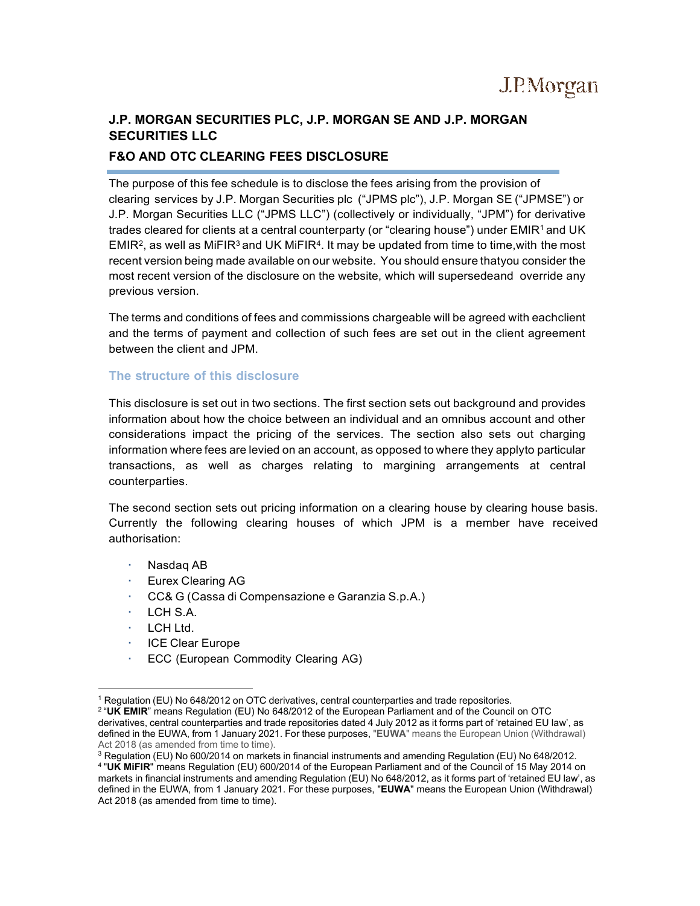J.P.Morgan

# J.P. MORGAN SECURITIES PLC, J.P. MORGAN SE AND J.P. MORGAN SECURITIES LLC

## F&O AND OTC CLEARING FEES DISCLOSURE

The purpose of this fee schedule is to disclose the fees arising from the provision of clearing services by J.P. Morgan Securities plc ("JPMS plc"), J.P. Morgan SE ("JPMSE") or J.P. Morgan Securities LLC ("JPMS LLC") (collectively or individually, "JPM") for derivative trades cleared for clients at a central counterparty (or "clearing house") under EMIR[1] and UK EMIR[2], as well as MiFIR[3] and UK MiFIR[4]. It may be updated from time to time,with the most recent version being made available on our website. You should ensure thatyou consider the most recent version of the disclosure on the website, which will supersedeand override any previous version.

The terms and conditions of fees and commissions chargeable will be agreed with eachclient and the terms of payment and collection of such fees are set out in the client agreement between the client and JPM.

### The structure of this disclosure

This disclosure is set out in two sections. The first section sets out background and provides information about how the choice between an individual and an omnibus account and other considerations impact the pricing of the services. The section also sets out charging information where fees are levied on an account, as opposed to where they applyto particular transactions, as well as charges relating to margining arrangements at central counterparties.

The second section sets out pricing information on a clearing house by clearing house basis. Currently the following clearing houses of which JPM is a member have received authorisation:

- Nasdaq AB
- Eurex Clearing AG
- CC& G (Cassa di Compensazione e Garanzia S.p.A.)
- LCH S.A.
- LCH Ltd.
- ICE Clear Europe
- ECC (European Commodity Clearing AG)

---

[1] Regulation (EU) No 648/2012 on OTC derivatives, central counterparties and trade repositories.

[2] "**UK EMIR**" means Regulation (EU) No 648/2012 of the European Parliament and of the Council on OTC derivatives, central counterparties and trade repositories dated 4 July 2012 as it forms part of 'retained EU law', as defined in the EUWA, from 1 January 2021. For these purposes, "**EUWA**" means the European Union (Withdrawal) Act 2018 (as amended from time to time).

[3] Regulation (EU) No 600/2014 on markets in financial instruments and amending Regulation (EU) No 648/2012.

[4] "**UK MiFIR**" means Regulation (EU) 600/2014 of the European Parliament and of the Council of 15 May 2014 on markets in financial instruments and amending Regulation (EU) No 648/2012, as it forms part of 'retained EU law', as defined in the EUWA, from 1 January 2021. For these purposes, "**EUWA**" means the European Union (Withdrawal) Act 2018 (as amended from time to time).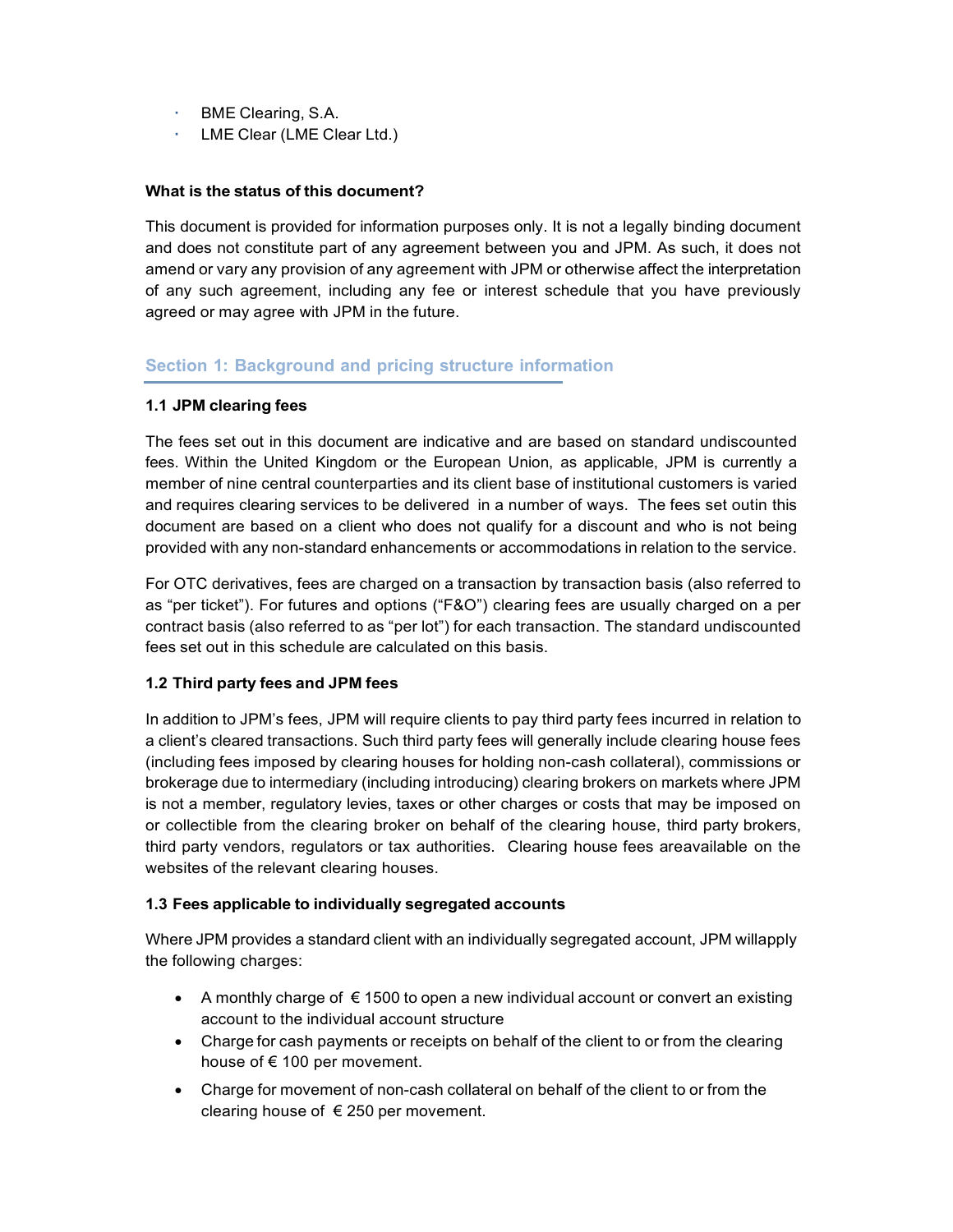- BME Clearing, S.A.
- LME Clear (LME Clear Ltd.)

**What is the status of this document?**

This document is provided for information purposes only. It is not a legally binding document and does not constitute part of any agreement between you and JPM. As such, it does not amend or vary any provision of any agreement with JPM or otherwise affect the interpretation of any such agreement, including any fee or interest schedule that you have previously agreed or may agree with JPM in the future.

## Section 1: Background and pricing structure information

**1.1 JPM clearing fees**

The fees set out in this document are indicative and are based on standard undiscounted fees. Within the United Kingdom or the European Union, as applicable, JPM is currently a member of nine central counterparties and its client base of institutional customers is varied and requires clearing services to be delivered in a number of ways. The fees set outin this document are based on a client who does not qualify for a discount and who is not being provided with any non-standard enhancements or accommodations in relation to the service.

For OTC derivatives, fees are charged on a transaction by transaction basis (also referred to as "per ticket"). For futures and options ("F&O") clearing fees are usually charged on a per contract basis (also referred to as "per lot") for each transaction. The standard undiscounted fees set out in this schedule are calculated on this basis.

**1.2 Third party fees and JPM fees**

In addition to JPM's fees, JPM will require clients to pay third party fees incurred in relation to a client's cleared transactions. Such third party fees will generally include clearing house fees (including fees imposed by clearing houses for holding non-cash collateral), commissions or brokerage due to intermediary (including introducing) clearing brokers on markets where JPM is not a member, regulatory levies, taxes or other charges or costs that may be imposed on or collectible from the clearing broker on behalf of the clearing house, third party brokers, third party vendors, regulators or tax authorities. Clearing house fees areavailable on the websites of the relevant clearing houses.

**1.3 Fees applicable to individually segregated accounts**

Where JPM provides a standard client with an individually segregated account, JPM willapply the following charges:

- A monthly charge of € 1500 to open a new individual account or convert an existing account to the individual account structure
- Charge for cash payments or receipts on behalf of the client to or from the clearing house of € 100 per movement.
- Charge for movement of non-cash collateral on behalf of the client to or from the clearing house of € 250 per movement.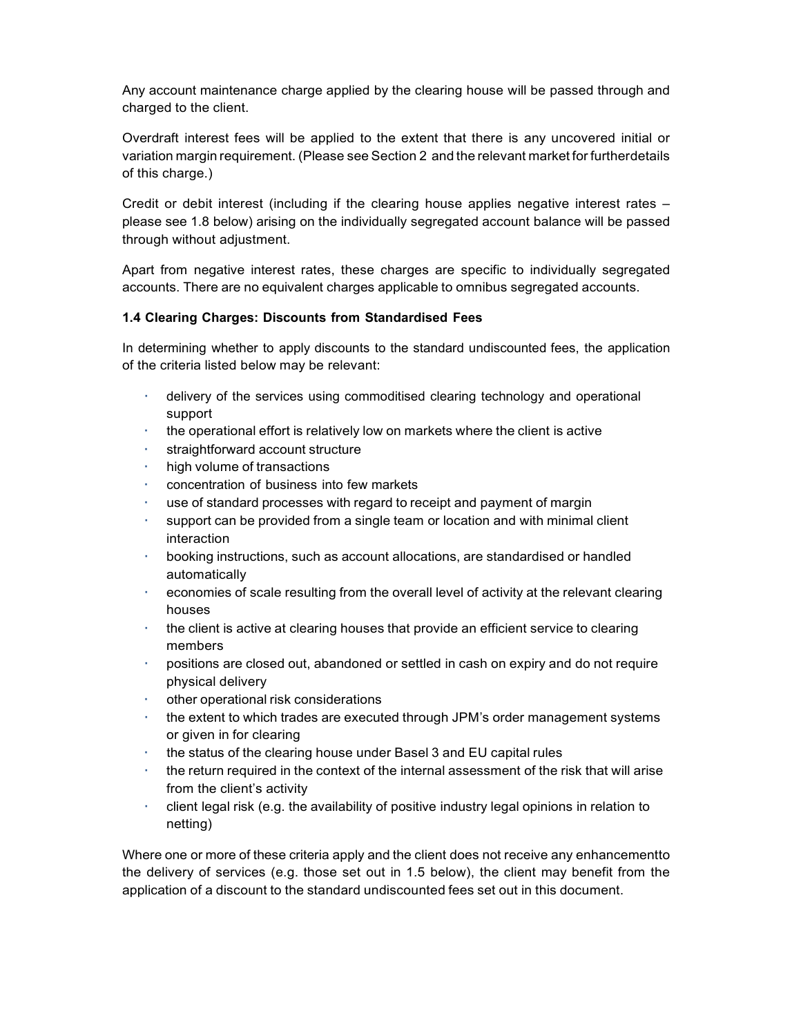Any account maintenance charge applied by the clearing house will be passed through and charged to the client.

Overdraft interest fees will be applied to the extent that there is any uncovered initial or variation margin requirement. (Please see Section 2 and the relevant market for furtherdetails of this charge.)

Credit or debit interest (including if the clearing house applies negative interest rates – please see 1.8 below) arising on the individually segregated account balance will be passed through without adjustment.

Apart from negative interest rates, these charges are specific to individually segregated accounts. There are no equivalent charges applicable to omnibus segregated accounts.

**1.4 Clearing Charges: Discounts from Standardised Fees**

In determining whether to apply discounts to the standard undiscounted fees, the application of the criteria listed below may be relevant:

- delivery of the services using commoditised clearing technology and operational support
- the operational effort is relatively low on markets where the client is active
- straightforward account structure
- high volume of transactions
- concentration of business into few markets
- use of standard processes with regard to receipt and payment of margin
- support can be provided from a single team or location and with minimal client interaction
- booking instructions, such as account allocations, are standardised or handled automatically
- economies of scale resulting from the overall level of activity at the relevant clearing houses
- the client is active at clearing houses that provide an efficient service to clearing members
- positions are closed out, abandoned or settled in cash on expiry and do not require physical delivery
- other operational risk considerations
- the extent to which trades are executed through JPM's order management systems or given in for clearing
- the status of the clearing house under Basel 3 and EU capital rules
- the return required in the context of the internal assessment of the risk that will arise from the client's activity
- client legal risk (e.g. the availability of positive industry legal opinions in relation to netting)

Where one or more of these criteria apply and the client does not receive any enhancementto the delivery of services (e.g. those set out in 1.5 below), the client may benefit from the application of a discount to the standard undiscounted fees set out in this document.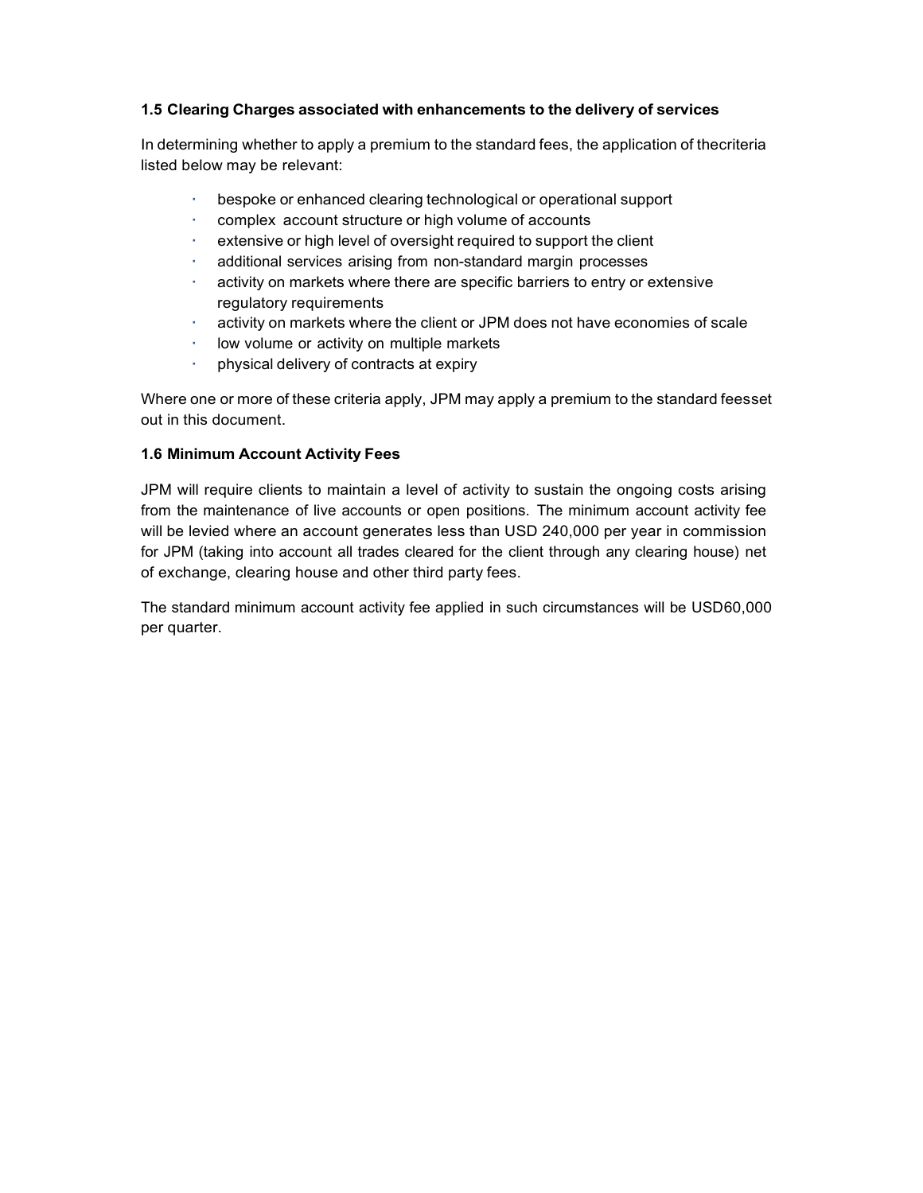### 1.5 Clearing Charges associated with enhancements to the delivery of services

In determining whether to apply a premium to the standard fees, the application of thecriteria listed below may be relevant:

- bespoke or enhanced clearing technological or operational support
- complex account structure or high volume of accounts
- extensive or high level of oversight required to support the client
- additional services arising from non-standard margin processes
- activity on markets where there are specific barriers to entry or extensive regulatory requirements
- activity on markets where the client or JPM does not have economies of scale
- low volume or activity on multiple markets
- physical delivery of contracts at expiry

Where one or more of these criteria apply, JPM may apply a premium to the standard feesset out in this document.

### 1.6 Minimum Account Activity Fees

JPM will require clients to maintain a level of activity to sustain the ongoing costs arising from the maintenance of live accounts or open positions. The minimum account activity fee will be levied where an account generates less than USD 240,000 per year in commission for JPM (taking into account all trades cleared for the client through any clearing house) net of exchange, clearing house and other third party fees.

The standard minimum account activity fee applied in such circumstances will be USD60,000 per quarter.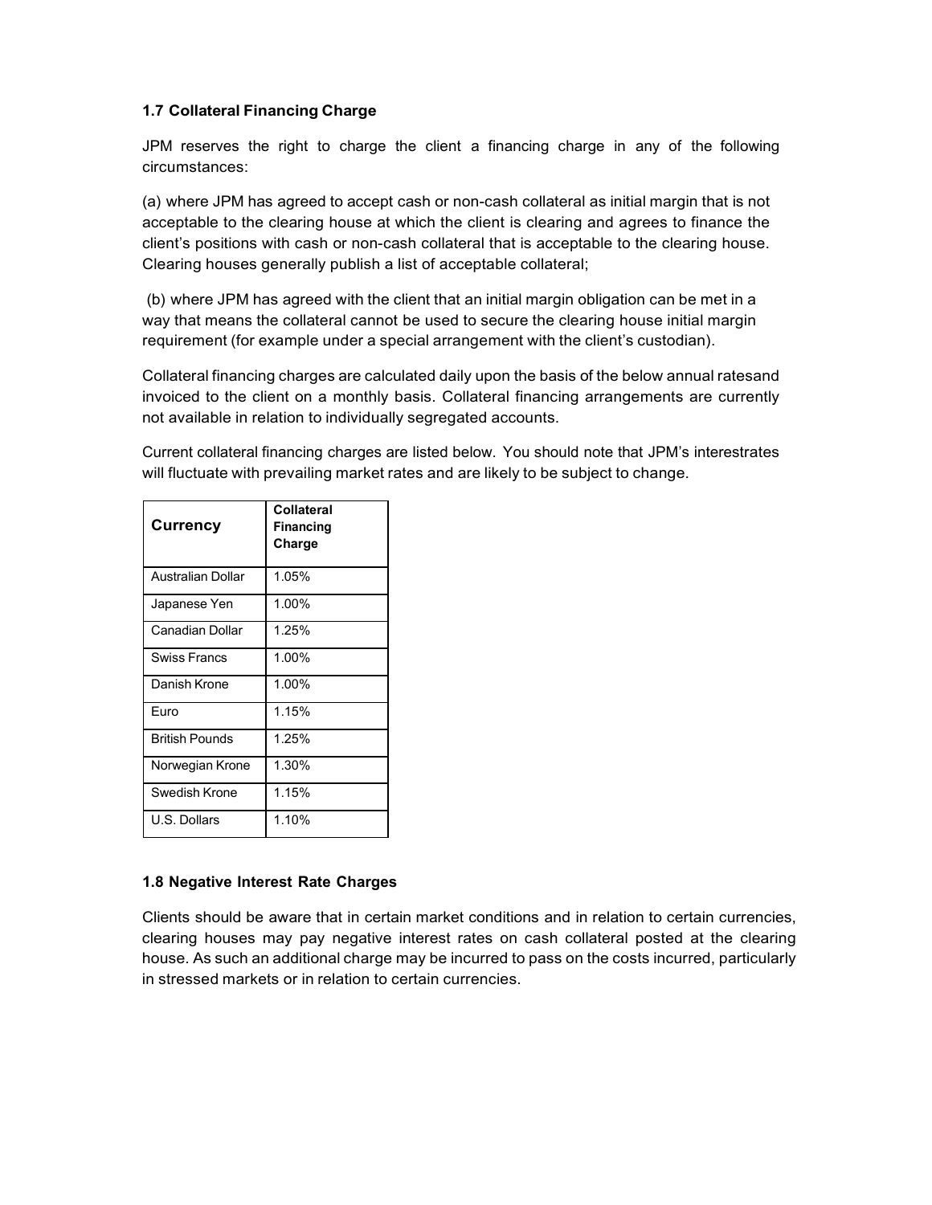### 1.7 Collateral Financing Charge

JPM reserves the right to charge the client a financing charge in any of the following circumstances:

(a) where JPM has agreed to accept cash or non-cash collateral as initial margin that is not acceptable to the clearing house at which the client is clearing and agrees to finance the client's positions with cash or non-cash collateral that is acceptable to the clearing house. Clearing houses generally publish a list of acceptable collateral;

(b) where JPM has agreed with the client that an initial margin obligation can be met in a way that means the collateral cannot be used to secure the clearing house initial margin requirement (for example under a special arrangement with the client's custodian).

Collateral financing charges are calculated daily upon the basis of the below annual ratesand invoiced to the client on a monthly basis. Collateral financing arrangements are currently not available in relation to individually segregated accounts.

Current collateral financing charges are listed below. You should note that JPM's interestrates will fluctuate with prevailing market rates and are likely to be subject to change.

| Currency | Collateral Financing Charge |
|---|---|
| Australian Dollar | 1.05% |
| Japanese Yen | 1.00% |
| Canadian Dollar | 1.25% |
| Swiss Francs | 1.00% |
| Danish Krone | 1.00% |
| Euro | 1.15% |
| British Pounds | 1.25% |
| Norwegian Krone | 1.30% |
| Swedish Krone | 1.15% |
| U.S. Dollars | 1.10% |

### 1.8 Negative Interest Rate Charges

Clients should be aware that in certain market conditions and in relation to certain currencies, clearing houses may pay negative interest rates on cash collateral posted at the clearing house. As such an additional charge may be incurred to pass on the costs incurred, particularly in stressed markets or in relation to certain currencies.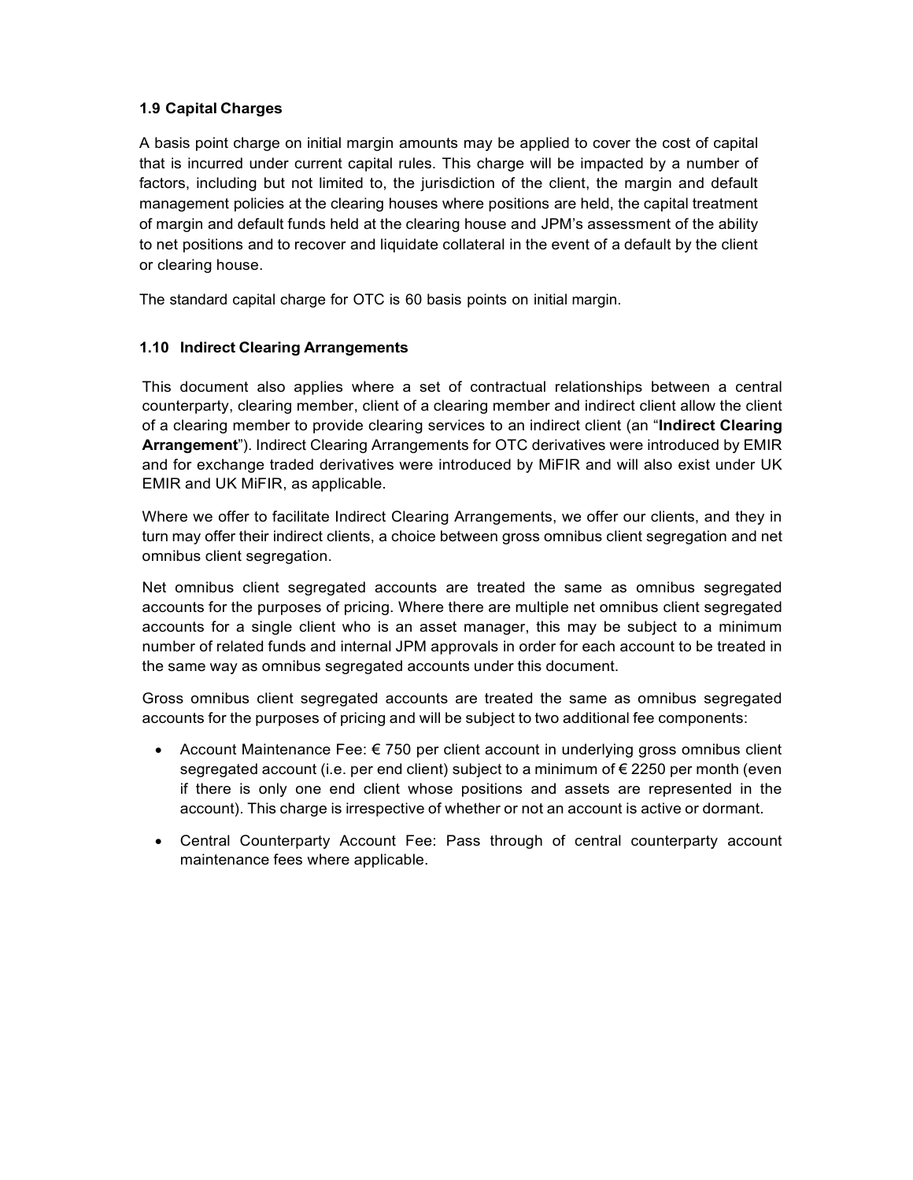### 1.9 Capital Charges

A basis point charge on initial margin amounts may be applied to cover the cost of capital that is incurred under current capital rules. This charge will be impacted by a number of factors, including but not limited to, the jurisdiction of the client, the margin and default management policies at the clearing houses where positions are held, the capital treatment of margin and default funds held at the clearing house and JPM's assessment of the ability to net positions and to recover and liquidate collateral in the event of a default by the client or clearing house.

The standard capital charge for OTC is 60 basis points on initial margin.

### 1.10 Indirect Clearing Arrangements

This document also applies where a set of contractual relationships between a central counterparty, clearing member, client of a clearing member and indirect client allow the client of a clearing member to provide clearing services to an indirect client (an "**Indirect Clearing Arrangement**"). Indirect Clearing Arrangements for OTC derivatives were introduced by EMIR and for exchange traded derivatives were introduced by MiFIR and will also exist under UK EMIR and UK MiFIR, as applicable.

Where we offer to facilitate Indirect Clearing Arrangements, we offer our clients, and they in turn may offer their indirect clients, a choice between gross omnibus client segregation and net omnibus client segregation.

Net omnibus client segregated accounts are treated the same as omnibus segregated accounts for the purposes of pricing. Where there are multiple net omnibus client segregated accounts for a single client who is an asset manager, this may be subject to a minimum number of related funds and internal JPM approvals in order for each account to be treated in the same way as omnibus segregated accounts under this document.

Gross omnibus client segregated accounts are treated the same as omnibus segregated accounts for the purposes of pricing and will be subject to two additional fee components:

- Account Maintenance Fee: € 750 per client account in underlying gross omnibus client segregated account (i.e. per end client) subject to a minimum of € 2250 per month (even if there is only one end client whose positions and assets are represented in the account). This charge is irrespective of whether or not an account is active or dormant.
- Central Counterparty Account Fee: Pass through of central counterparty account maintenance fees where applicable.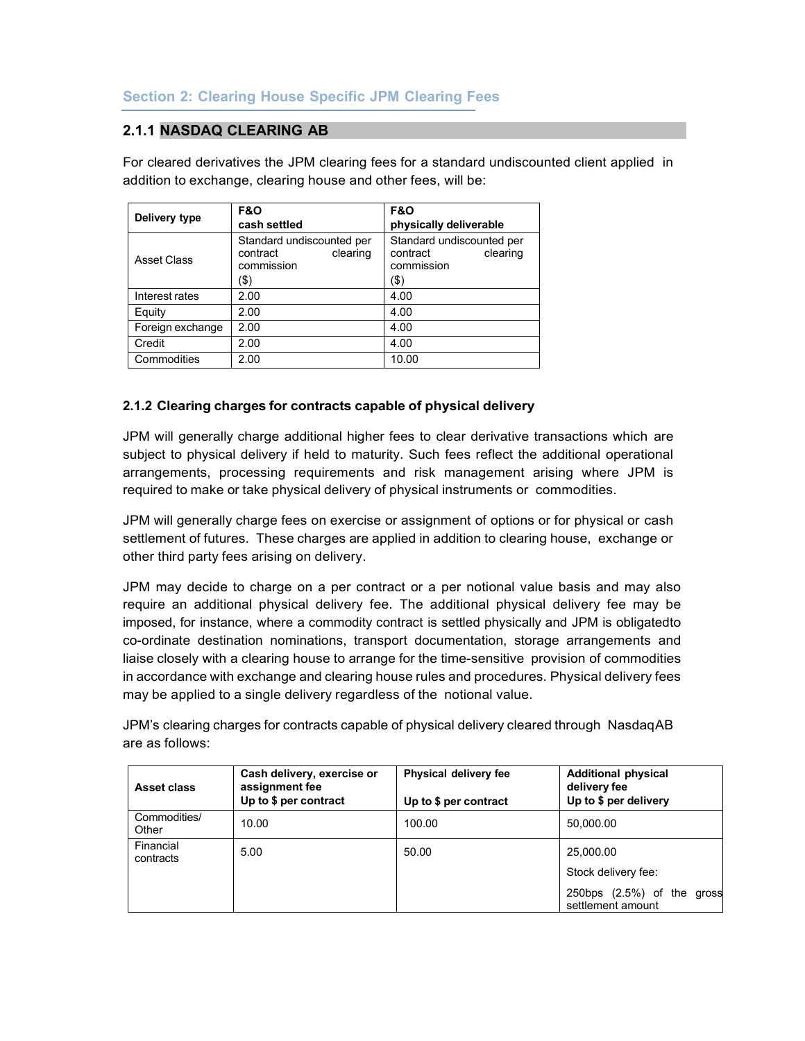## Section 2: Clearing House Specific JPM Clearing Fees

### 2.1.1 NASDAQ CLEARING AB

For cleared derivatives the JPM clearing fees for a standard undiscounted client applied in addition to exchange, clearing house and other fees, will be:

| Delivery type | F&O cash settled | F&O physically deliverable |
|---|---|---|
| Asset Class | Standard undiscounted per contract clearing commission ($) | Standard undiscounted per contract clearing commission ($) |
| Interest rates | 2.00 | 4.00 |
| Equity | 2.00 | 4.00 |
| Foreign exchange | 2.00 | 4.00 |
| Credit | 2.00 | 4.00 |
| Commodities | 2.00 | 10.00 |

#### 2.1.2 Clearing charges for contracts capable of physical delivery

JPM will generally charge additional higher fees to clear derivative transactions which are subject to physical delivery if held to maturity. Such fees reflect the additional operational arrangements, processing requirements and risk management arising where JPM is required to make or take physical delivery of physical instruments or commodities.

JPM will generally charge fees on exercise or assignment of options or for physical or cash settlement of futures. These charges are applied in addition to clearing house, exchange or other third party fees arising on delivery.

JPM may decide to charge on a per contract or a per notional value basis and may also require an additional physical delivery fee. The additional physical delivery fee may be imposed, for instance, where a commodity contract is settled physically and JPM is obligatedto co-ordinate destination nominations, transport documentation, storage arrangements and liaise closely with a clearing house to arrange for the time-sensitive provision of commodities in accordance with exchange and clearing house rules and procedures. Physical delivery fees may be applied to a single delivery regardless of the notional value.

JPM's clearing charges for contracts capable of physical delivery cleared through NasdaqAB are as follows:

| Asset class | Cash delivery, exercise or assignment fee Up to $ per contract | Physical delivery fee Up to $ per contract | Additional physical delivery fee Up to $ per delivery |
|---|---|---|---|
| Commodities/ Other | 10.00 | 100.00 | 50,000.00 |
| Financial contracts | 5.00 | 50.00 | 25,000.00<br>Stock delivery fee:<br>250bps (2.5%) of the gross settlement amount |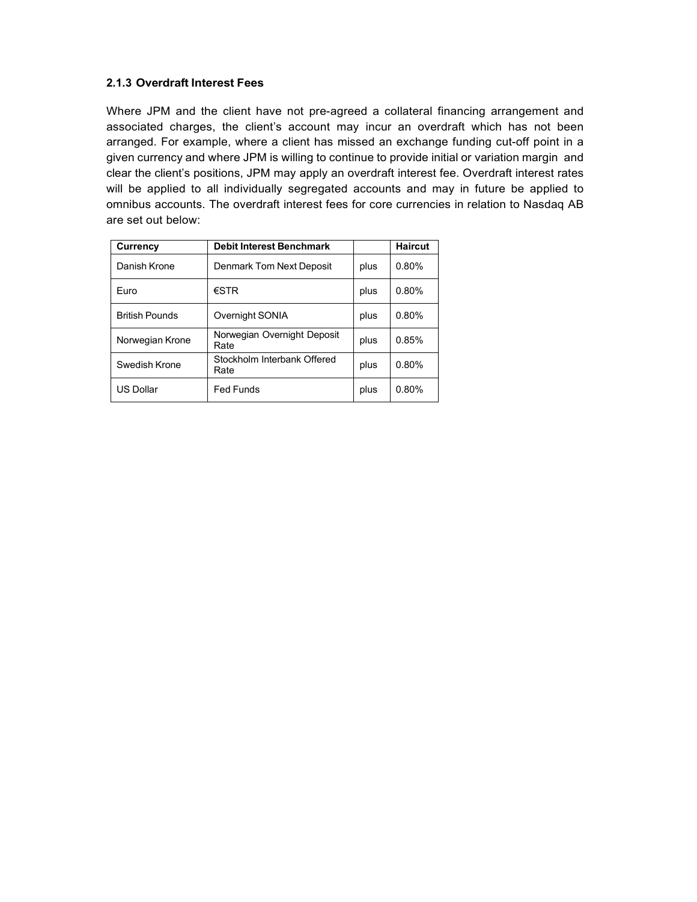### 2.1.3 Overdraft Interest Fees

Where JPM and the client have not pre-agreed a collateral financing arrangement and associated charges, the client's account may incur an overdraft which has not been arranged. For example, where a client has missed an exchange funding cut-off point in a given currency and where JPM is willing to continue to provide initial or variation margin and clear the client's positions, JPM may apply an overdraft interest fee. Overdraft interest rates will be applied to all individually segregated accounts and may in future be applied to omnibus accounts. The overdraft interest fees for core currencies in relation to Nasdaq AB are set out below:

| Currency | Debit Interest Benchmark | | Haircut |
|---|---|---|---|
| Danish Krone | Denmark Tom Next Deposit | plus | 0.80% |
| Euro | €STR | plus | 0.80% |
| British Pounds | Overnight SONIA | plus | 0.80% |
| Norwegian Krone | Norwegian Overnight Deposit Rate | plus | 0.85% |
| Swedish Krone | Stockholm Interbank Offered Rate | plus | 0.80% |
| US Dollar | Fed Funds | plus | 0.80% |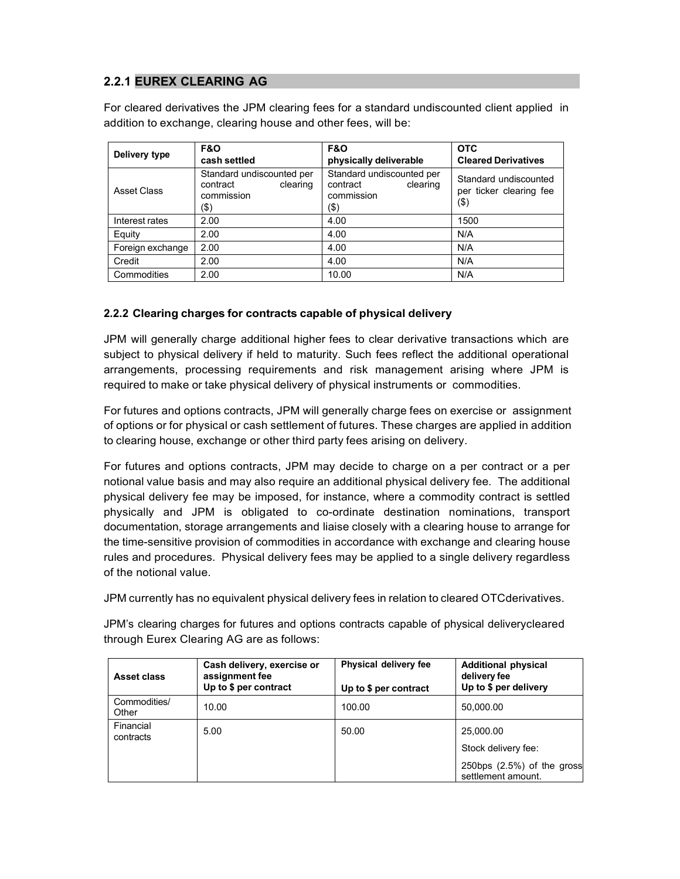### 2.2.1 EUREX CLEARING AG

For cleared derivatives the JPM clearing fees for a standard undiscounted client applied in addition to exchange, clearing house and other fees, will be:

| Delivery type | F&O<br>cash settled | F&O<br>physically deliverable | OTC<br>Cleared Derivatives |
|---|---|---|---|
| Asset Class | Standard undiscounted per contract clearing commission ($) | Standard undiscounted per contract clearing commission ($) | Standard undiscounted per ticker clearing fee ($) |
| Interest rates | 2.00 | 4.00 | 1500 |
| Equity | 2.00 | 4.00 | N/A |
| Foreign exchange | 2.00 | 4.00 | N/A |
| Credit | 2.00 | 4.00 | N/A |
| Commodities | 2.00 | 10.00 | N/A |

#### 2.2.2 Clearing charges for contracts capable of physical delivery

JPM will generally charge additional higher fees to clear derivative transactions which are subject to physical delivery if held to maturity. Such fees reflect the additional operational arrangements, processing requirements and risk management arising where JPM is required to make or take physical delivery of physical instruments or commodities.

For futures and options contracts, JPM will generally charge fees on exercise or assignment of options or for physical or cash settlement of futures. These charges are applied in addition to clearing house, exchange or other third party fees arising on delivery.

For futures and options contracts, JPM may decide to charge on a per contract or a per notional value basis and may also require an additional physical delivery fee. The additional physical delivery fee may be imposed, for instance, where a commodity contract is settled physically and JPM is obligated to co-ordinate destination nominations, transport documentation, storage arrangements and liaise closely with a clearing house to arrange for the time-sensitive provision of commodities in accordance with exchange and clearing house rules and procedures. Physical delivery fees may be applied to a single delivery regardless of the notional value.

JPM currently has no equivalent physical delivery fees in relation to cleared OTCderivatives.

JPM's clearing charges for futures and options contracts capable of physical deliverycleared through Eurex Clearing AG are as follows:

| Asset class | Cash delivery, exercise or assignment fee<br>Up to $ per contract | Physical delivery fee<br>Up to $ per contract | Additional physical delivery fee<br>Up to $ per delivery |
|---|---|---|---|
| Commodities/ Other | 10.00 | 100.00 | 50,000.00 |
| Financial contracts | 5.00 | 50.00 | 25,000.00<br>Stock delivery fee:<br>250bps (2.5%) of the gross settlement amount. |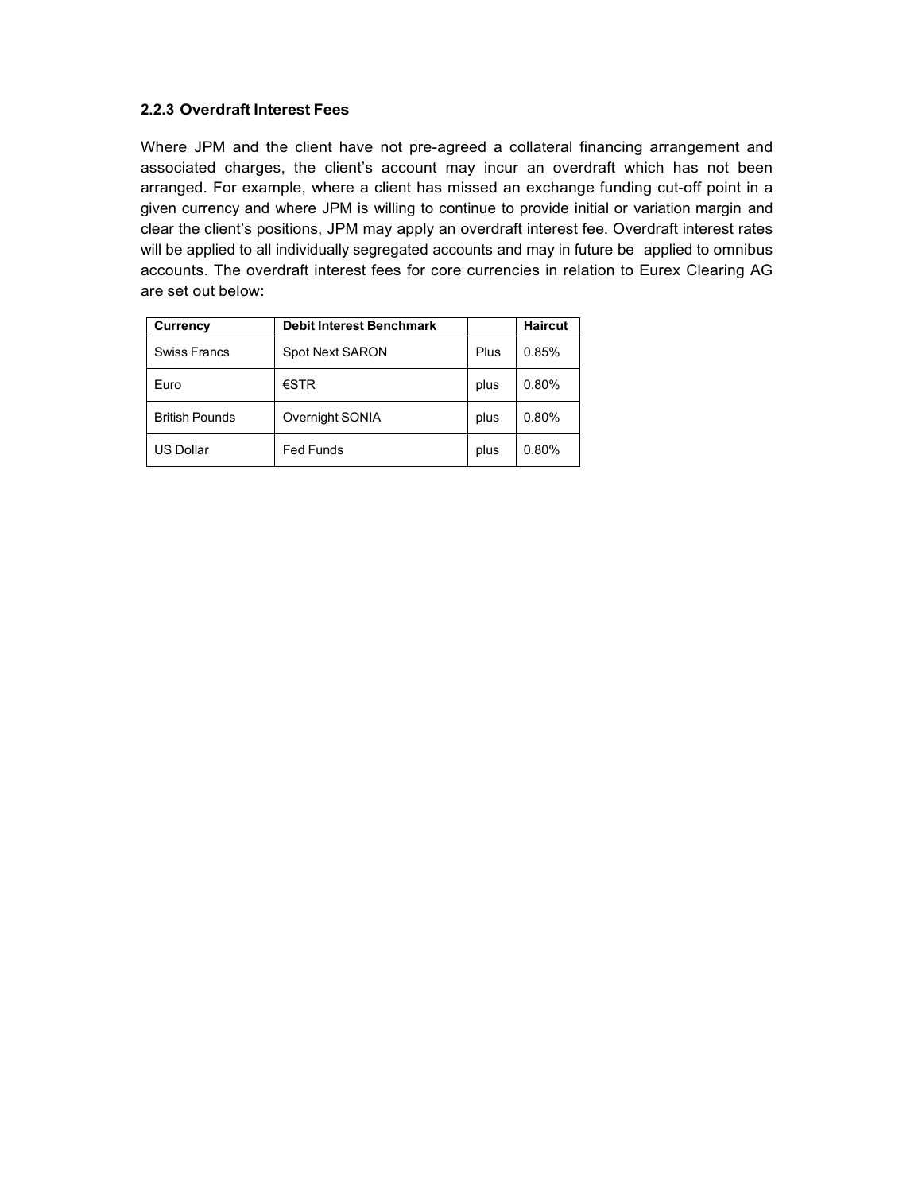### 2.2.3 Overdraft Interest Fees

Where JPM and the client have not pre-agreed a collateral financing arrangement and associated charges, the client's account may incur an overdraft which has not been arranged. For example, where a client has missed an exchange funding cut-off point in a given currency and where JPM is willing to continue to provide initial or variation margin and clear the client's positions, JPM may apply an overdraft interest fee. Overdraft interest rates will be applied to all individually segregated accounts and may in future be applied to omnibus accounts. The overdraft interest fees for core currencies in relation to Eurex Clearing AG are set out below:

| Currency | Debit Interest Benchmark | | Haircut |
|---|---|---|---|
| Swiss Francs | Spot Next SARON | Plus | 0.85% |
| Euro | €STR | plus | 0.80% |
| British Pounds | Overnight SONIA | plus | 0.80% |
| US Dollar | Fed Funds | plus | 0.80% |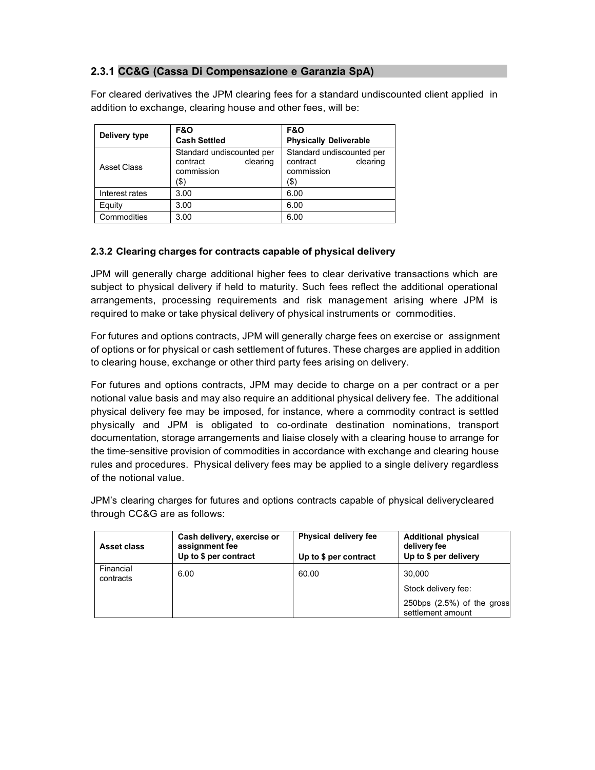### 2.3.1 CC&G (Cassa Di Compensazione e Garanzia SpA)

For cleared derivatives the JPM clearing fees for a standard undiscounted client applied in addition to exchange, clearing house and other fees, will be:

| Delivery type | F&O<br>Cash Settled | F&O<br>Physically Deliverable |
|---|---|---|
| Asset Class | Standard undiscounted per contract clearing commission ($) | Standard undiscounted per contract clearing commission ($) |
| Interest rates | 3.00 | 6.00 |
| Equity | 3.00 | 6.00 |
| Commodities | 3.00 | 6.00 |

#### 2.3.2 Clearing charges for contracts capable of physical delivery

JPM will generally charge additional higher fees to clear derivative transactions which are subject to physical delivery if held to maturity. Such fees reflect the additional operational arrangements, processing requirements and risk management arising where JPM is required to make or take physical delivery of physical instruments or commodities.

For futures and options contracts, JPM will generally charge fees on exercise or assignment of options or for physical or cash settlement of futures. These charges are applied in addition to clearing house, exchange or other third party fees arising on delivery.

For futures and options contracts, JPM may decide to charge on a per contract or a per notional value basis and may also require an additional physical delivery fee. The additional physical delivery fee may be imposed, for instance, where a commodity contract is settled physically and JPM is obligated to co-ordinate destination nominations, transport documentation, storage arrangements and liaise closely with a clearing house to arrange for the time-sensitive provision of commodities in accordance with exchange and clearing house rules and procedures. Physical delivery fees may be applied to a single delivery regardless of the notional value.

JPM's clearing charges for futures and options contracts capable of physical deliverycleared through CC&G are as follows:

| Asset class | Cash delivery, exercise or assignment fee<br>Up to $ per contract | Physical delivery fee<br>Up to $ per contract | Additional physical delivery fee<br>Up to $ per delivery |
|---|---|---|---|
| Financial contracts | 6.00 | 60.00 | 30,000<br>Stock delivery fee:<br>250bps (2.5%) of the gross settlement amount |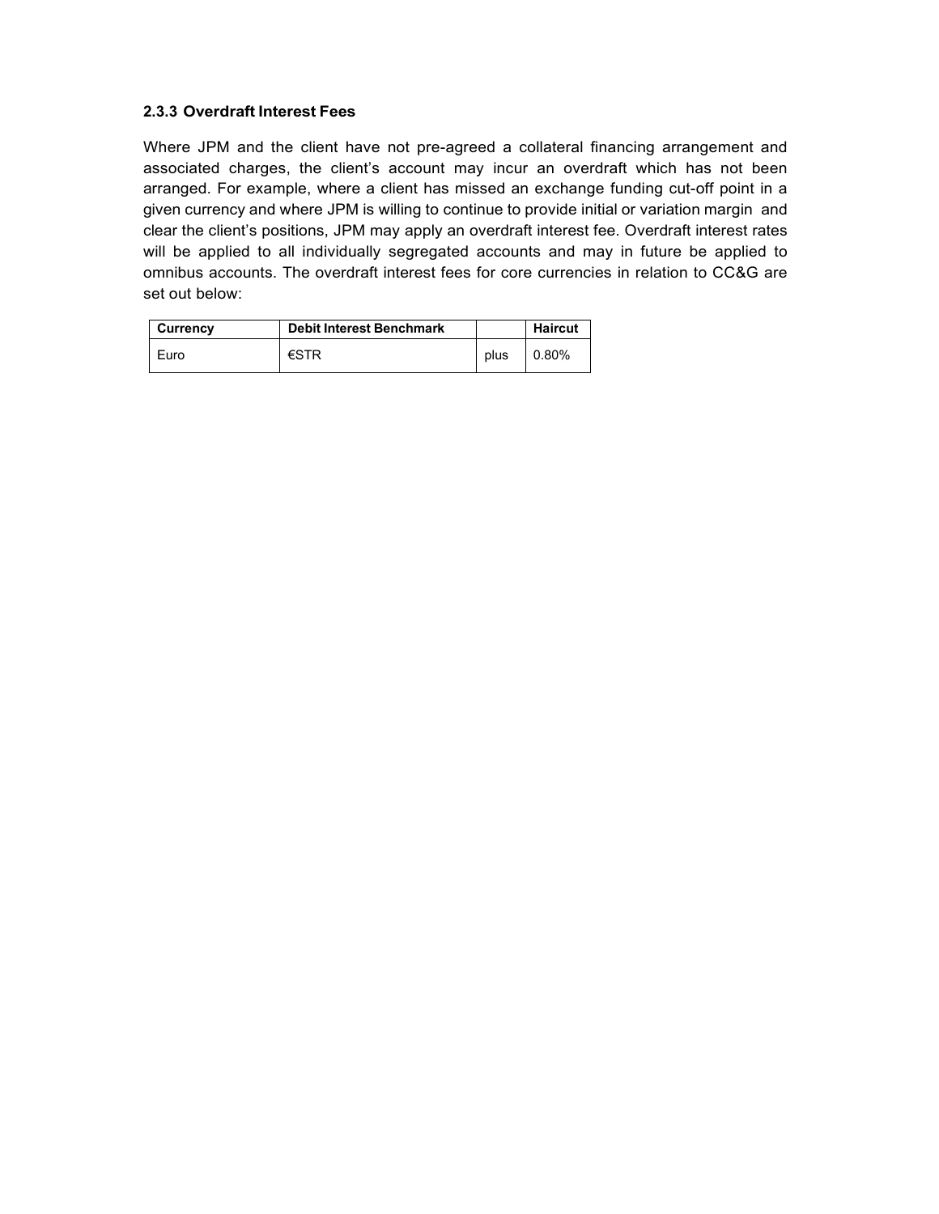### 2.3.3 Overdraft Interest Fees

Where JPM and the client have not pre-agreed a collateral financing arrangement and associated charges, the client's account may incur an overdraft which has not been arranged. For example, where a client has missed an exchange funding cut-off point in a given currency and where JPM is willing to continue to provide initial or variation margin and clear the client's positions, JPM may apply an overdraft interest fee. Overdraft interest rates will be applied to all individually segregated accounts and may in future be applied to omnibus accounts. The overdraft interest fees for core currencies in relation to CC&G are set out below:

| Currency | Debit Interest Benchmark | | Haircut |
|---|---|---|---|
| Euro | €STR | plus | 0.80% |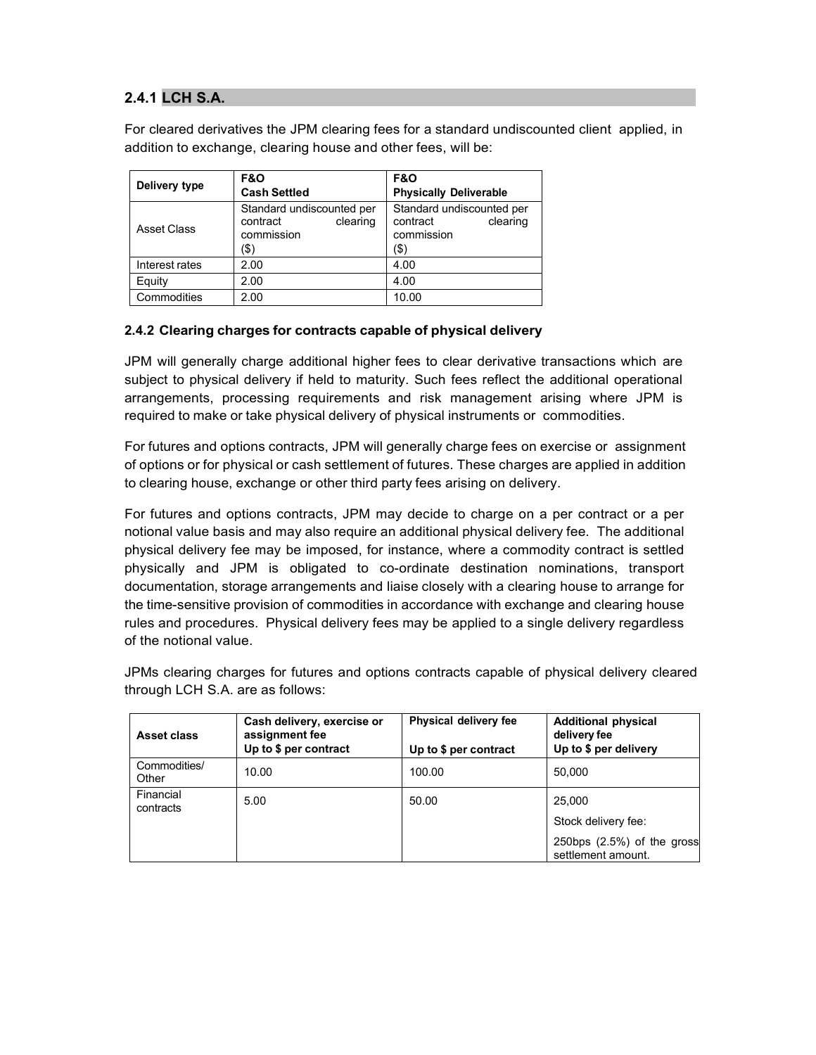### 2.4.1 LCH S.A.

For cleared derivatives the JPM clearing fees for a standard undiscounted client applied, in addition to exchange, clearing house and other fees, will be:

| Delivery type | F&O<br>Cash Settled | F&O<br>Physically Deliverable |
|---|---|---|
| Asset Class | Standard undiscounted per contract clearing commission ($) | Standard undiscounted per contract clearing commission ($) |
| Interest rates | 2.00 | 4.00 |
| Equity | 2.00 | 4.00 |
| Commodities | 2.00 | 10.00 |

#### 2.4.2 Clearing charges for contracts capable of physical delivery

JPM will generally charge additional higher fees to clear derivative transactions which are subject to physical delivery if held to maturity. Such fees reflect the additional operational arrangements, processing requirements and risk management arising where JPM is required to make or take physical delivery of physical instruments or commodities.

For futures and options contracts, JPM will generally charge fees on exercise or assignment of options or for physical or cash settlement of futures. These charges are applied in addition to clearing house, exchange or other third party fees arising on delivery.

For futures and options contracts, JPM may decide to charge on a per contract or a per notional value basis and may also require an additional physical delivery fee. The additional physical delivery fee may be imposed, for instance, where a commodity contract is settled physically and JPM is obligated to co-ordinate destination nominations, transport documentation, storage arrangements and liaise closely with a clearing house to arrange for the time-sensitive provision of commodities in accordance with exchange and clearing house rules and procedures. Physical delivery fees may be applied to a single delivery regardless of the notional value.

JPMs clearing charges for futures and options contracts capable of physical delivery cleared through LCH S.A. are as follows:

| Asset class | Cash delivery, exercise or assignment fee<br>Up to $ per contract | Physical delivery fee<br>Up to $ per contract | Additional physical delivery fee<br>Up to $ per delivery |
|---|---|---|---|
| Commodities/ Other | 10.00 | 100.00 | 50,000 |
| Financial contracts | 5.00 | 50.00 | 25,000<br>Stock delivery fee:<br>250bps (2.5%) of the gross settlement amount. |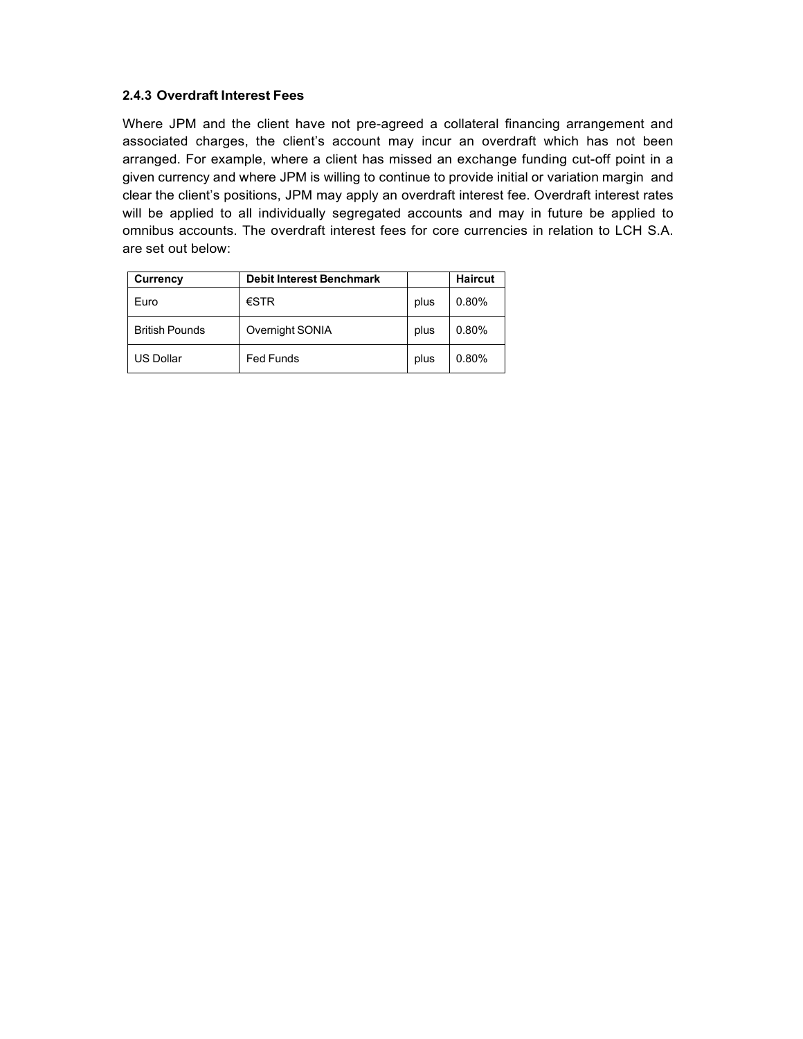### 2.4.3 Overdraft Interest Fees

Where JPM and the client have not pre-agreed a collateral financing arrangement and associated charges, the client's account may incur an overdraft which has not been arranged. For example, where a client has missed an exchange funding cut-off point in a given currency and where JPM is willing to continue to provide initial or variation margin and clear the client's positions, JPM may apply an overdraft interest fee. Overdraft interest rates will be applied to all individually segregated accounts and may in future be applied to omnibus accounts. The overdraft interest fees for core currencies in relation to LCH S.A. are set out below:

| Currency | Debit Interest Benchmark | | Haircut |
|---|---|---|---|
| Euro | €STR | plus | 0.80% |
| British Pounds | Overnight SONIA | plus | 0.80% |
| US Dollar | Fed Funds | plus | 0.80% |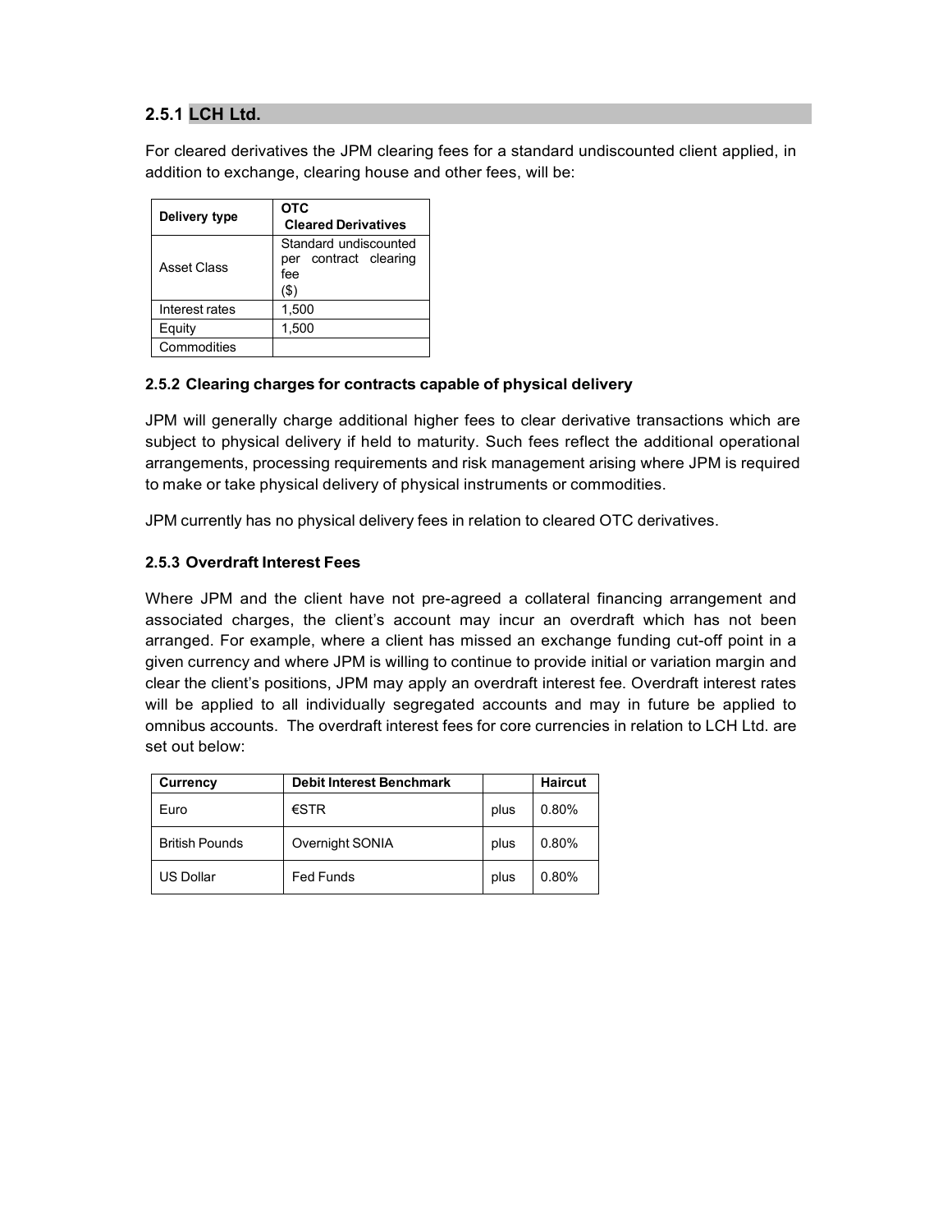### 2.5.1 LCH Ltd.

For cleared derivatives the JPM clearing fees for a standard undiscounted client applied, in addition to exchange, clearing house and other fees, will be:

| Delivery type | OTC Cleared Derivatives |
|---|---|
| Asset Class | Standard undiscounted per contract clearing fee ($) |
| Interest rates | 1,500 |
| Equity | 1,500 |
| Commodities | |

#### 2.5.2 Clearing charges for contracts capable of physical delivery

JPM will generally charge additional higher fees to clear derivative transactions which are subject to physical delivery if held to maturity. Such fees reflect the additional operational arrangements, processing requirements and risk management arising where JPM is required to make or take physical delivery of physical instruments or commodities.

JPM currently has no physical delivery fees in relation to cleared OTC derivatives.

#### 2.5.3 Overdraft Interest Fees

Where JPM and the client have not pre-agreed a collateral financing arrangement and associated charges, the client's account may incur an overdraft which has not been arranged. For example, where a client has missed an exchange funding cut-off point in a given currency and where JPM is willing to continue to provide initial or variation margin and clear the client's positions, JPM may apply an overdraft interest fee. Overdraft interest rates will be applied to all individually segregated accounts and may in future be applied to omnibus accounts. The overdraft interest fees for core currencies in relation to LCH Ltd. are set out below:

| Currency | Debit Interest Benchmark | | Haircut |
|---|---|---|---|
| Euro | €STR | plus | 0.80% |
| British Pounds | Overnight SONIA | plus | 0.80% |
| US Dollar | Fed Funds | plus | 0.80% |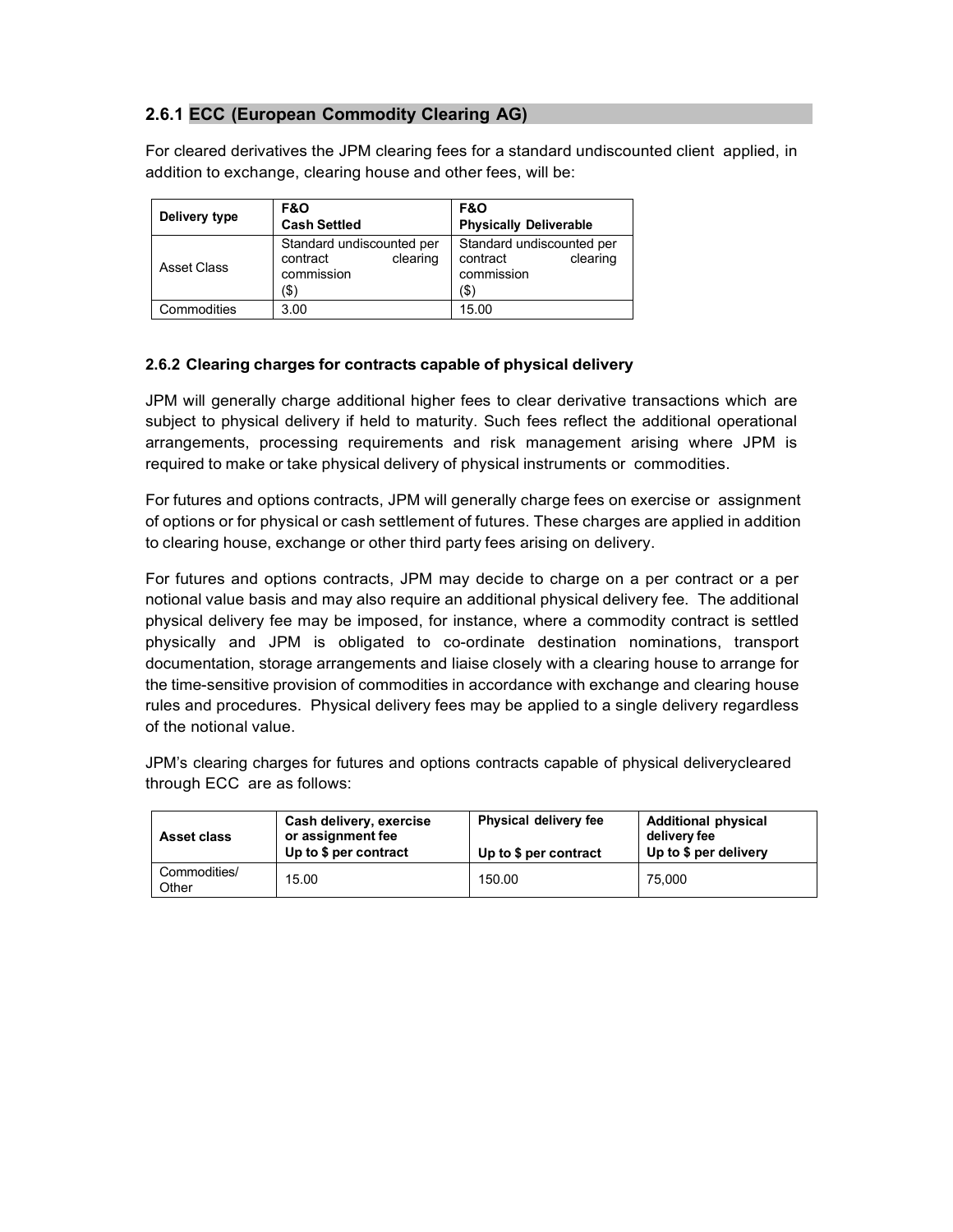### 2.6.1 ECC (European Commodity Clearing AG)

For cleared derivatives the JPM clearing fees for a standard undiscounted client applied, in addition to exchange, clearing house and other fees, will be:

| Delivery type | F&O<br>Cash Settled | F&O<br>Physically Deliverable |
|---|---|---|
| Asset Class | Standard undiscounted per contract clearing commission ($) | Standard undiscounted per contract clearing commission ($) |
| Commodities | 3.00 | 15.00 |

#### 2.6.2 Clearing charges for contracts capable of physical delivery

JPM will generally charge additional higher fees to clear derivative transactions which are subject to physical delivery if held to maturity. Such fees reflect the additional operational arrangements, processing requirements and risk management arising where JPM is required to make or take physical delivery of physical instruments or commodities.

For futures and options contracts, JPM will generally charge fees on exercise or assignment of options or for physical or cash settlement of futures. These charges are applied in addition to clearing house, exchange or other third party fees arising on delivery.

For futures and options contracts, JPM may decide to charge on a per contract or a per notional value basis and may also require an additional physical delivery fee. The additional physical delivery fee may be imposed, for instance, where a commodity contract is settled physically and JPM is obligated to co-ordinate destination nominations, transport documentation, storage arrangements and liaise closely with a clearing house to arrange for the time-sensitive provision of commodities in accordance with exchange and clearing house rules and procedures. Physical delivery fees may be applied to a single delivery regardless of the notional value.

JPM's clearing charges for futures and options contracts capable of physical deliverycleared through ECC are as follows:

| Asset class | Cash delivery, exercise or assignment fee<br>Up to $ per contract | Physical delivery fee<br>Up to $ per contract | Additional physical delivery fee<br>Up to $ per delivery |
|---|---|---|---|
| Commodities/ Other | 15.00 | 150.00 | 75,000 |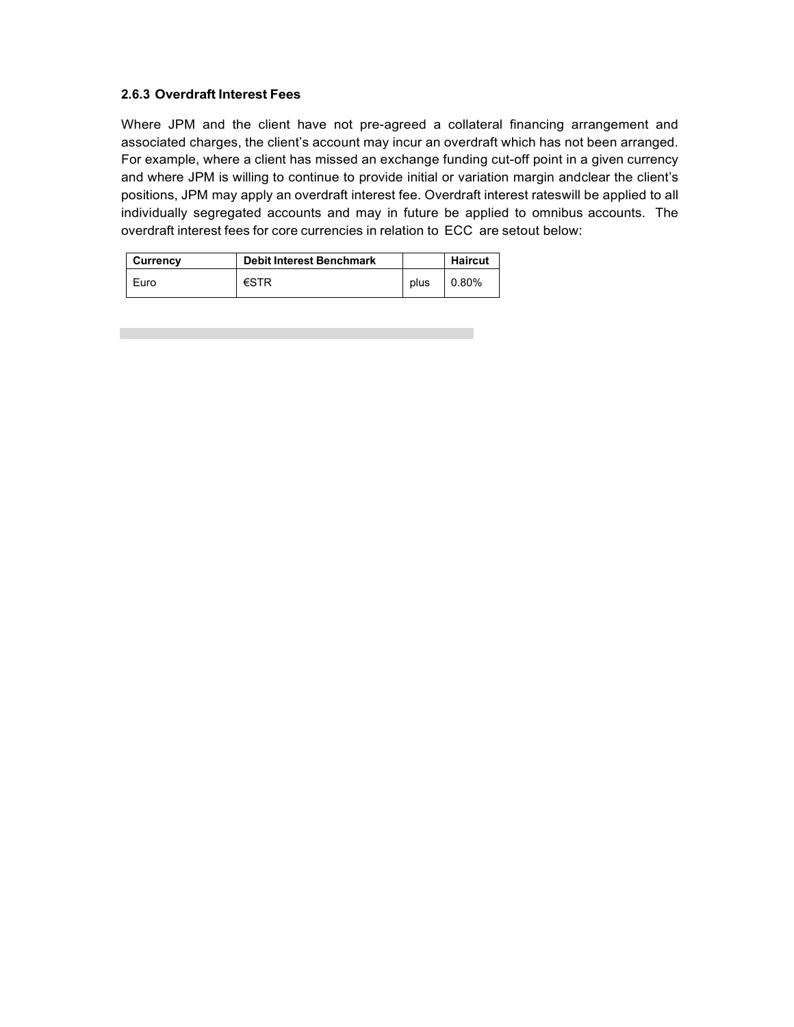### 2.6.3 Overdraft Interest Fees

Where JPM and the client have not pre-agreed a collateral financing arrangement and associated charges, the client's account may incur an overdraft which has not been arranged. For example, where a client has missed an exchange funding cut-off point in a given currency and where JPM is willing to continue to provide initial or variation margin andclear the client's positions, JPM may apply an overdraft interest fee. Overdraft interest rateswill be applied to all individually segregated accounts and may in future be applied to omnibus accounts. The overdraft interest fees for core currencies in relation to ECC are setout below:

| Currency | Debit Interest Benchmark | | Haircut |
|---|---|---|---|
| Euro | €STR | plus | 0.80% |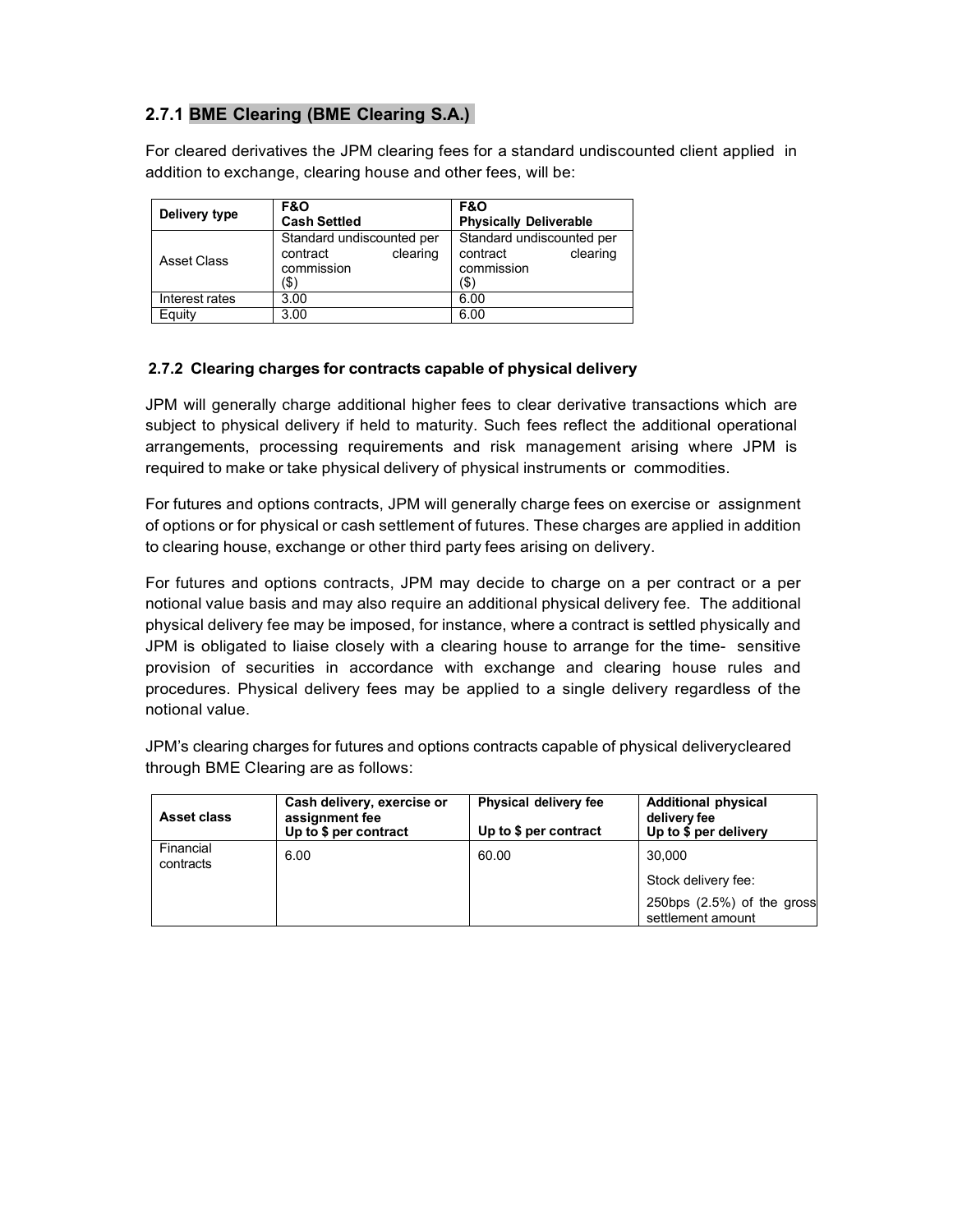### 2.7.1 BME Clearing (BME Clearing S.A.)

For cleared derivatives the JPM clearing fees for a standard undiscounted client applied in addition to exchange, clearing house and other fees, will be:

| Delivery type | F&O<br>Cash Settled | F&O<br>Physically Deliverable |
|---|---|---|
| Asset Class | Standard undiscounted per contract clearing commission ($) | Standard undiscounted per contract clearing commission ($) |
| Interest rates | 3.00 | 6.00 |
| Equity | 3.00 | 6.00 |

### 2.7.2 Clearing charges for contracts capable of physical delivery

JPM will generally charge additional higher fees to clear derivative transactions which are subject to physical delivery if held to maturity. Such fees reflect the additional operational arrangements, processing requirements and risk management arising where JPM is required to make or take physical delivery of physical instruments or commodities.

For futures and options contracts, JPM will generally charge fees on exercise or assignment of options or for physical or cash settlement of futures. These charges are applied in addition to clearing house, exchange or other third party fees arising on delivery.

For futures and options contracts, JPM may decide to charge on a per contract or a per notional value basis and may also require an additional physical delivery fee. The additional physical delivery fee may be imposed, for instance, where a contract is settled physically and JPM is obligated to liaise closely with a clearing house to arrange for the time- sensitive provision of securities in accordance with exchange and clearing house rules and procedures. Physical delivery fees may be applied to a single delivery regardless of the notional value.

JPM's clearing charges for futures and options contracts capable of physical deliverycleared through BME Clearing are as follows:

| Asset class | Cash delivery, exercise or assignment fee<br>Up to $ per contract | Physical delivery fee<br>Up to $ per contract | Additional physical delivery fee<br>Up to $ per delivery |
|---|---|---|---|
| Financial contracts | 6.00 | 60.00 | 30,000<br>Stock delivery fee:<br>250bps (2.5%) of the gross settlement amount |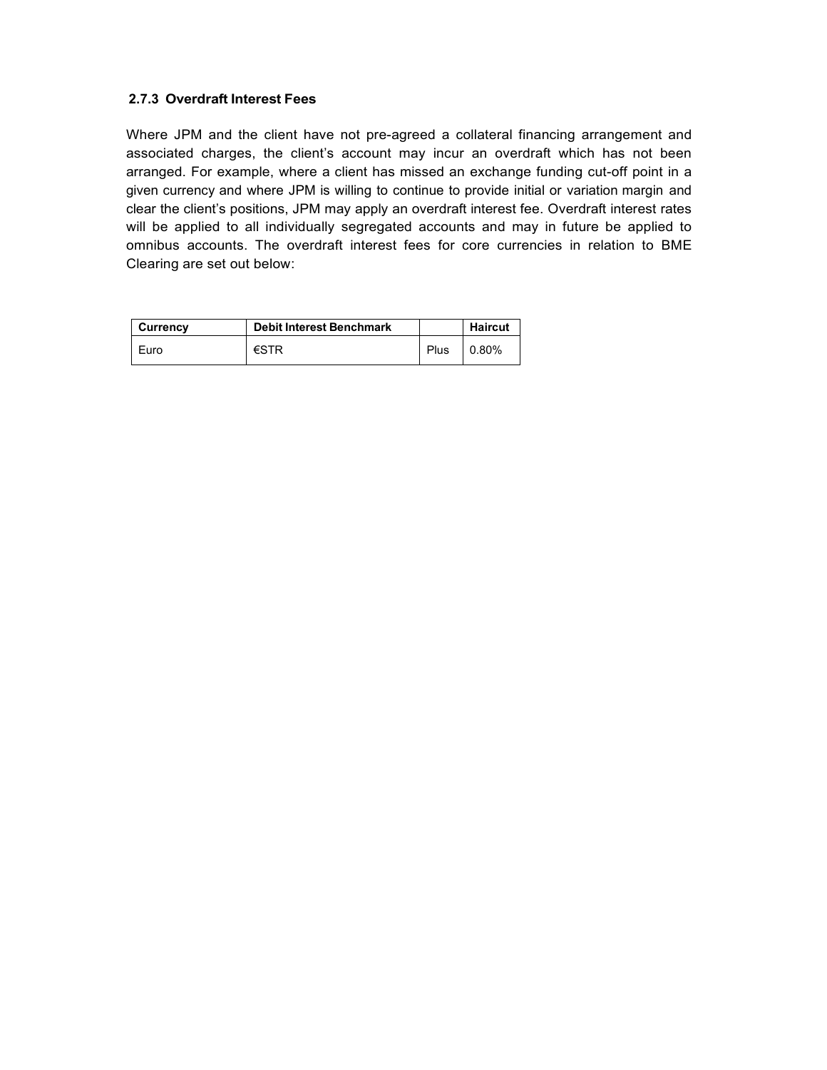### 2.7.3 Overdraft Interest Fees

Where JPM and the client have not pre-agreed a collateral financing arrangement and associated charges, the client's account may incur an overdraft which has not been arranged. For example, where a client has missed an exchange funding cut-off point in a given currency and where JPM is willing to continue to provide initial or variation margin and clear the client's positions, JPM may apply an overdraft interest fee. Overdraft interest rates will be applied to all individually segregated accounts and may in future be applied to omnibus accounts. The overdraft interest fees for core currencies in relation to BME Clearing are set out below:

| Currency | Debit Interest Benchmark | | Haircut |
|---|---|---|---|
| Euro | €STR | Plus | 0.80% |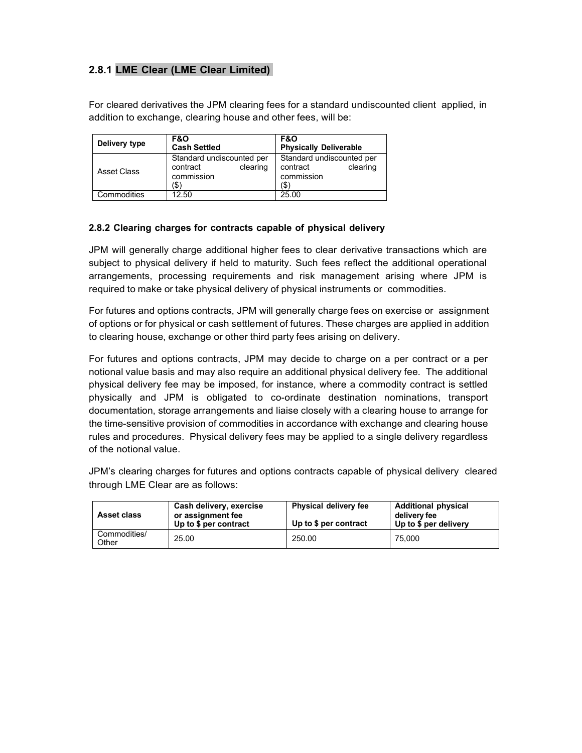### 2.8.1 LME Clear (LME Clear Limited)

For cleared derivatives the JPM clearing fees for a standard undiscounted client applied, in addition to exchange, clearing house and other fees, will be:

| Delivery type | **F&O**<br>**Cash Settled** | **F&O**<br>**Physically Deliverable** |
|---|---|---|
| Asset Class | Standard undiscounted per contract clearing commission ($) | Standard undiscounted per contract clearing commission ($) |
| Commodities | 12.50 | 25.00 |

#### 2.8.2 Clearing charges for contracts capable of physical delivery

JPM will generally charge additional higher fees to clear derivative transactions which are subject to physical delivery if held to maturity. Such fees reflect the additional operational arrangements, processing requirements and risk management arising where JPM is required to make or take physical delivery of physical instruments or commodities.

For futures and options contracts, JPM will generally charge fees on exercise or assignment of options or for physical or cash settlement of futures. These charges are applied in addition to clearing house, exchange or other third party fees arising on delivery.

For futures and options contracts, JPM may decide to charge on a per contract or a per notional value basis and may also require an additional physical delivery fee. The additional physical delivery fee may be imposed, for instance, where a commodity contract is settled physically and JPM is obligated to co-ordinate destination nominations, transport documentation, storage arrangements and liaise closely with a clearing house to arrange for the time-sensitive provision of commodities in accordance with exchange and clearing house rules and procedures. Physical delivery fees may be applied to a single delivery regardless of the notional value.

JPM's clearing charges for futures and options contracts capable of physical delivery cleared through LME Clear are as follows:

| Asset class | Cash delivery, exercise or assignment fee<br>Up to $ per contract | Physical delivery fee<br>Up to $ per contract | Additional physical delivery fee<br>Up to $ per delivery |
|---|---|---|---|
| Commodities/ Other | 25.00 | 250.00 | 75,000 |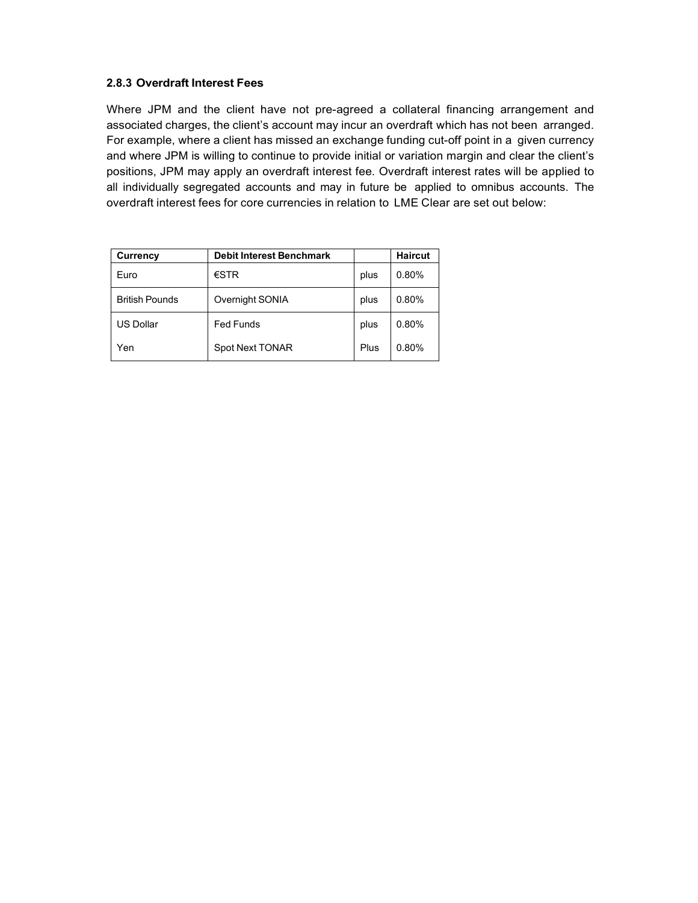### 2.8.3 Overdraft Interest Fees

Where JPM and the client have not pre-agreed a collateral financing arrangement and associated charges, the client's account may incur an overdraft which has not been arranged. For example, where a client has missed an exchange funding cut-off point in a given currency and where JPM is willing to continue to provide initial or variation margin and clear the client's positions, JPM may apply an overdraft interest fee. Overdraft interest rates will be applied to all individually segregated accounts and may in future be applied to omnibus accounts. The overdraft interest fees for core currencies in relation to LME Clear are set out below:

| Currency | Debit Interest Benchmark | | Haircut |
|---|---|---|---|
| Euro | €STR | plus | 0.80% |
| British Pounds | Overnight SONIA | plus | 0.80% |
| US Dollar | Fed Funds | plus | 0.80% |
| Yen | Spot Next TONAR | Plus | 0.80% |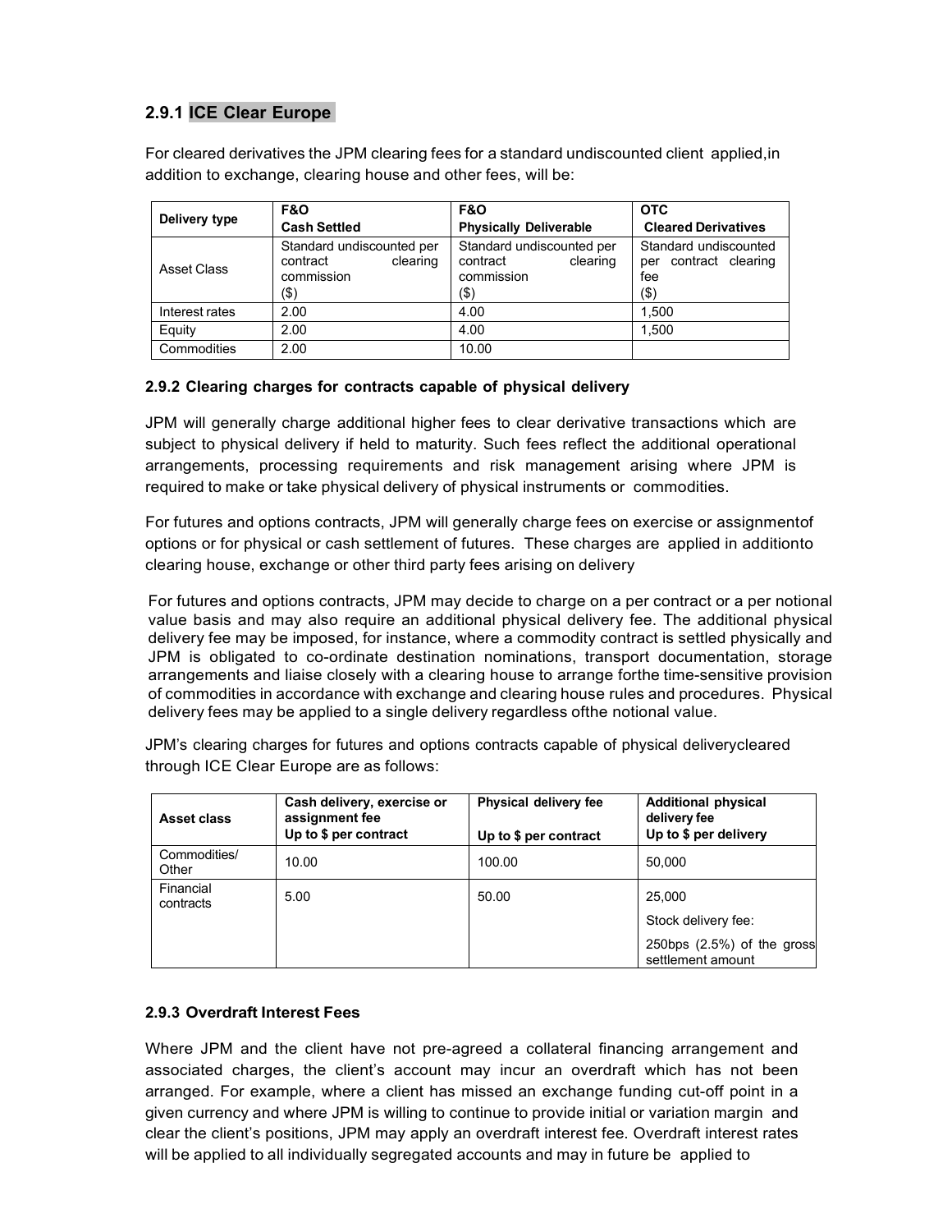### 2.9.1 ICE Clear Europe

For cleared derivatives the JPM clearing fees for a standard undiscounted client applied,in addition to exchange, clearing house and other fees, will be:

| Delivery type | F&O<br>Cash Settled | F&O<br>Physically Deliverable | OTC<br>Cleared Derivatives |
|---|---|---|---|
| Asset Class | Standard undiscounted per contract clearing commission ($) | Standard undiscounted per contract clearing commission ($) | Standard undiscounted per contract clearing fee ($) |
| Interest rates | 2.00 | 4.00 | 1,500 |
| Equity | 2.00 | 4.00 | 1,500 |
| Commodities | 2.00 | 10.00 | |

#### 2.9.2 Clearing charges for contracts capable of physical delivery

JPM will generally charge additional higher fees to clear derivative transactions which are subject to physical delivery if held to maturity. Such fees reflect the additional operational arrangements, processing requirements and risk management arising where JPM is required to make or take physical delivery of physical instruments or commodities.

For futures and options contracts, JPM will generally charge fees on exercise or assignmentof options or for physical or cash settlement of futures. These charges are applied in additionto clearing house, exchange or other third party fees arising on delivery

For futures and options contracts, JPM may decide to charge on a per contract or a per notional value basis and may also require an additional physical delivery fee. The additional physical delivery fee may be imposed, for instance, where a commodity contract is settled physically and JPM is obligated to co-ordinate destination nominations, transport documentation, storage arrangements and liaise closely with a clearing house to arrange forthe time-sensitive provision of commodities in accordance with exchange and clearing house rules and procedures. Physical delivery fees may be applied to a single delivery regardless ofthe notional value.

JPM's clearing charges for futures and options contracts capable of physical deliverycleared through ICE Clear Europe are as follows:

| Asset class | Cash delivery, exercise or assignment fee<br>Up to $ per contract | Physical delivery fee<br>Up to $ per contract | Additional physical delivery fee<br>Up to $ per delivery |
|---|---|---|---|
| Commodities/ Other | 10.00 | 100.00 | 50,000 |
| Financial contracts | 5.00 | 50.00 | 25,000<br>Stock delivery fee:<br>250bps (2.5%) of the gross settlement amount |

#### 2.9.3 Overdraft Interest Fees

Where JPM and the client have not pre-agreed a collateral financing arrangement and associated charges, the client's account may incur an overdraft which has not been arranged. For example, where a client has missed an exchange funding cut-off point in a given currency and where JPM is willing to continue to provide initial or variation margin and clear the client's positions, JPM may apply an overdraft interest fee. Overdraft interest rates will be applied to all individually segregated accounts and may in future be applied to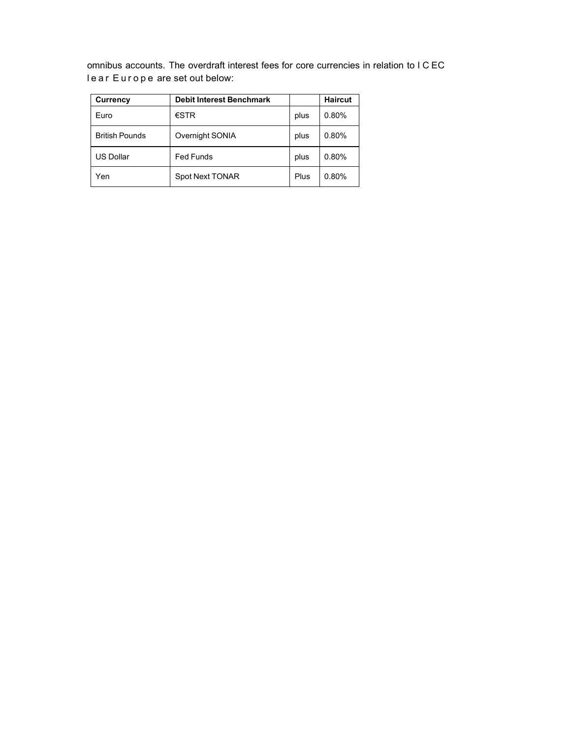omnibus accounts. The overdraft interest fees for core currencies in relation to ICE Clear Europe are set out below:

| Currency | Debit Interest Benchmark | | Haircut |
|---|---|---|---|
| Euro | €STR | plus | 0.80% |
| British Pounds | Overnight SONIA | plus | 0.80% |
| US Dollar | Fed Funds | plus | 0.80% |
| Yen | Spot Next TONAR | Plus | 0.80% |